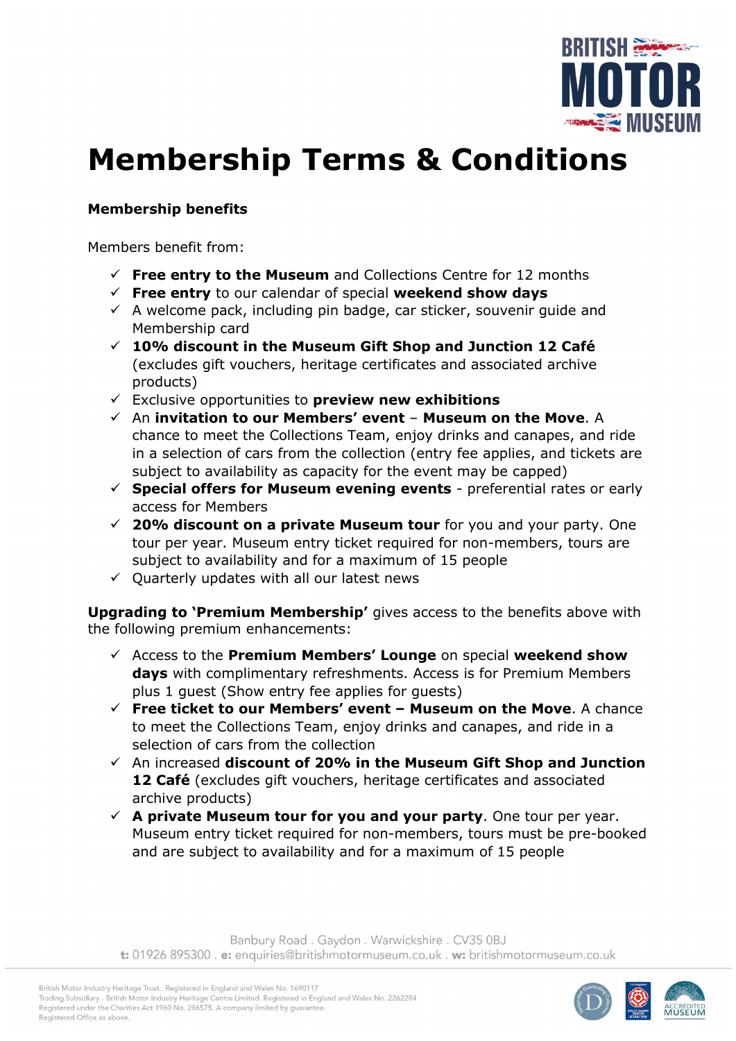# Membership Terms & Conditions

**Membership benefits**

Members benefit from:

- ✓ **Free entry to the Museum** and Collections Centre for 12 months
- ✓ **Free entry** to our calendar of special **weekend show days**
- ✓ A welcome pack, including pin badge, car sticker, souvenir guide and Membership card
- ✓ **10% discount in the Museum Gift Shop and Junction 12 Café** (excludes gift vouchers, heritage certificates and associated archive products)
- ✓ Exclusive opportunities to **preview new exhibitions**
- ✓ An **invitation to our Members' event** – **Museum on the Move**. A chance to meet the Collections Team, enjoy drinks and canapes, and ride in a selection of cars from the collection (entry fee applies, and tickets are subject to availability as capacity for the event may be capped)
- ✓ **Special offers for Museum evening events** - preferential rates or early access for Members
- ✓ **20% discount on a private Museum tour** for you and your party. One tour per year. Museum entry ticket required for non-members, tours are subject to availability and for a maximum of 15 people
- ✓ Quarterly updates with all our latest news

**Upgrading to 'Premium Membership'** gives access to the benefits above with the following premium enhancements:

- ✓ Access to the **Premium Members' Lounge** on special **weekend show days** with complimentary refreshments. Access is for Premium Members plus 1 guest (Show entry fee applies for guests)
- ✓ **Free ticket to our Members' event – Museum on the Move**. A chance to meet the Collections Team, enjoy drinks and canapes, and ride in a selection of cars from the collection
- ✓ An increased **discount of 20% in the Museum Gift Shop and Junction 12 Café** (excludes gift vouchers, heritage certificates and associated archive products)
- ✓ **A private Museum tour for you and your party**. One tour per year. Museum entry ticket required for non-members, tours must be pre-booked and are subject to availability and for a maximum of 15 people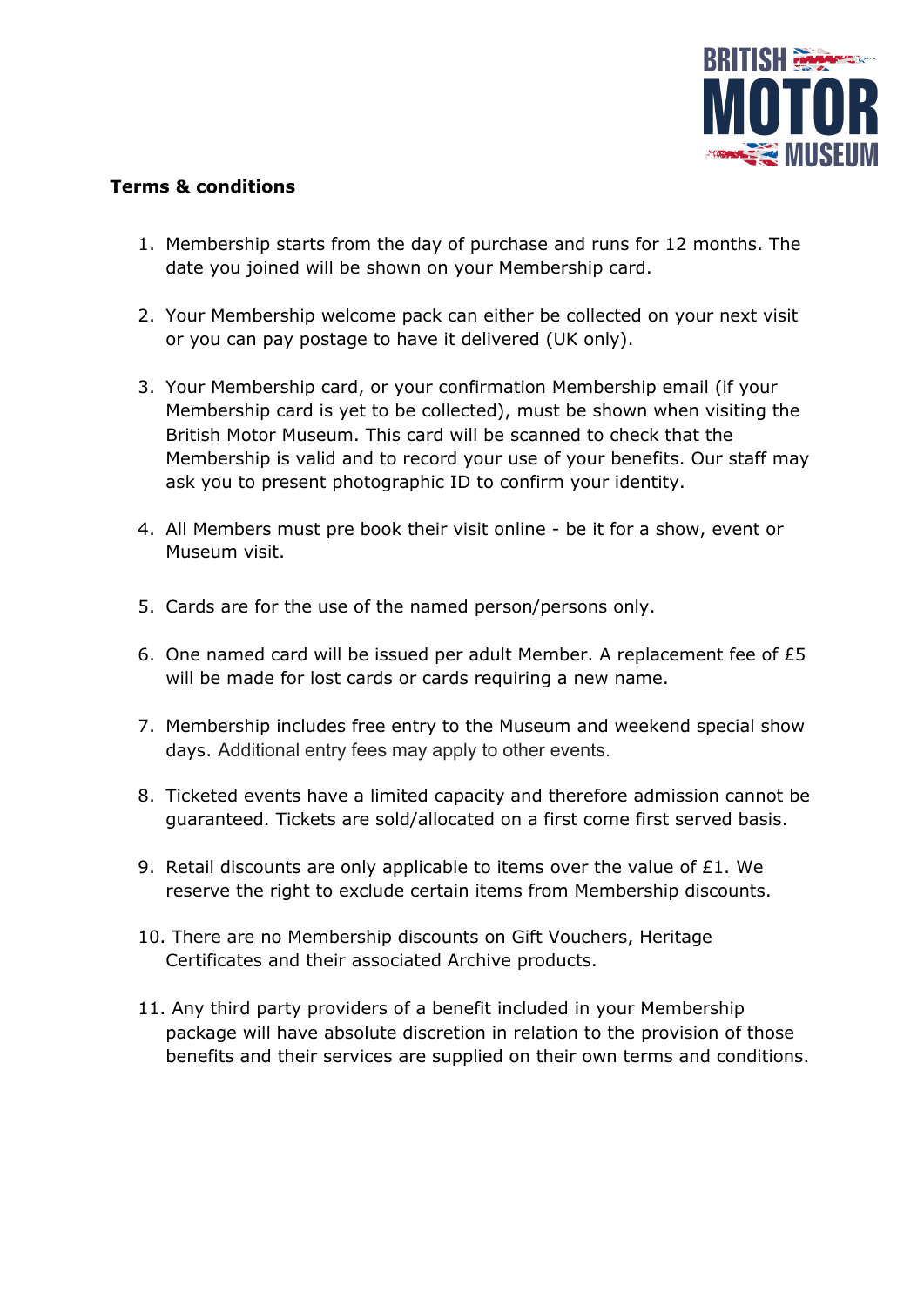**Terms & conditions**

1. Membership starts from the day of purchase and runs for 12 months. The date you joined will be shown on your Membership card.

2. Your Membership welcome pack can either be collected on your next visit or you can pay postage to have it delivered (UK only).

3. Your Membership card, or your confirmation Membership email (if your Membership card is yet to be collected), must be shown when visiting the British Motor Museum. This card will be scanned to check that the Membership is valid and to record your use of your benefits. Our staff may ask you to present photographic ID to confirm your identity.

4. All Members must pre book their visit online - be it for a show, event or Museum visit.

5. Cards are for the use of the named person/persons only.

6. One named card will be issued per adult Member. A replacement fee of £5 will be made for lost cards or cards requiring a new name.

7. Membership includes free entry to the Museum and weekend special show days. Additional entry fees may apply to other events.

8. Ticketed events have a limited capacity and therefore admission cannot be guaranteed. Tickets are sold/allocated on a first come first served basis.

9. Retail discounts are only applicable to items over the value of £1. We reserve the right to exclude certain items from Membership discounts.

10. There are no Membership discounts on Gift Vouchers, Heritage Certificates and their associated Archive products.

11. Any third party providers of a benefit included in your Membership package will have absolute discretion in relation to the provision of those benefits and their services are supplied on their own terms and conditions.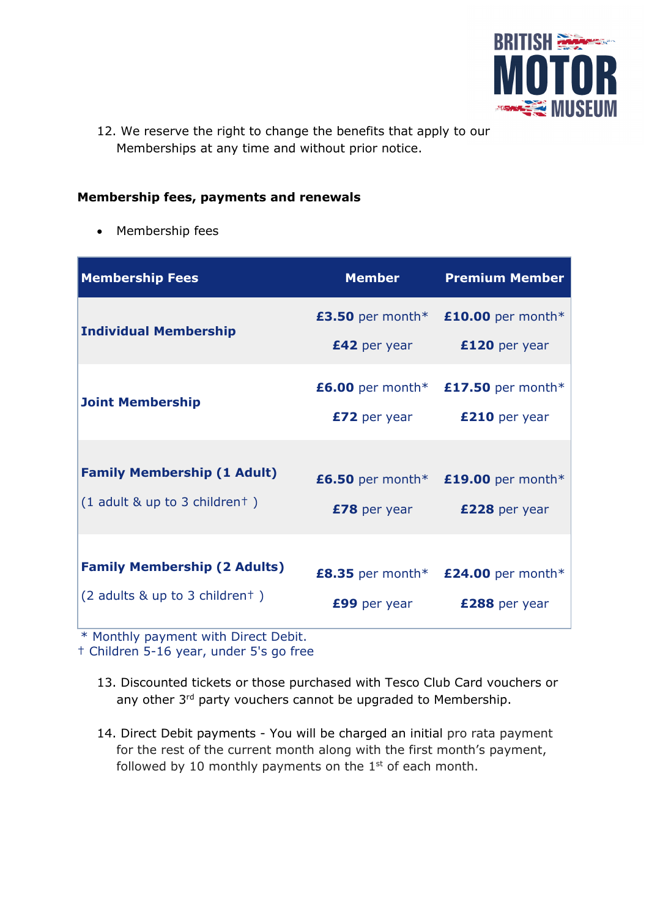12. We reserve the right to change the benefits that apply to our Memberships at any time and without prior notice.

**Membership fees, payments and renewals**

- Membership fees

| Membership Fees | Member | Premium Member |
|---|---|---|
| **Individual Membership** | **£3.50** per month* <br> **£42** per year | **£10.00** per month* <br> **£120** per year |
| **Joint Membership** | **£6.00** per month* <br> **£72** per year | **£17.50** per month* <br> **£210** per year |
| **Family Membership (1 Adult)** <br> (1 adult & up to 3 children† ) | **£6.50** per month* <br> **£78** per year | **£19.00** per month* <br> **£228** per year |
| **Family Membership (2 Adults)** <br> (2 adults & up to 3 children† ) | **£8.35** per month* <br> **£99** per year | **£24.00** per month* <br> **£288** per year |

* Monthly payment with Direct Debit.
† Children 5-16 year, under 5's go free

13. Discounted tickets or those purchased with Tesco Club Card vouchers or any other 3rd party vouchers cannot be upgraded to Membership.

14. Direct Debit payments - You will be charged an initial pro rata payment for the rest of the current month along with the first month's payment, followed by 10 monthly payments on the 1st of each month.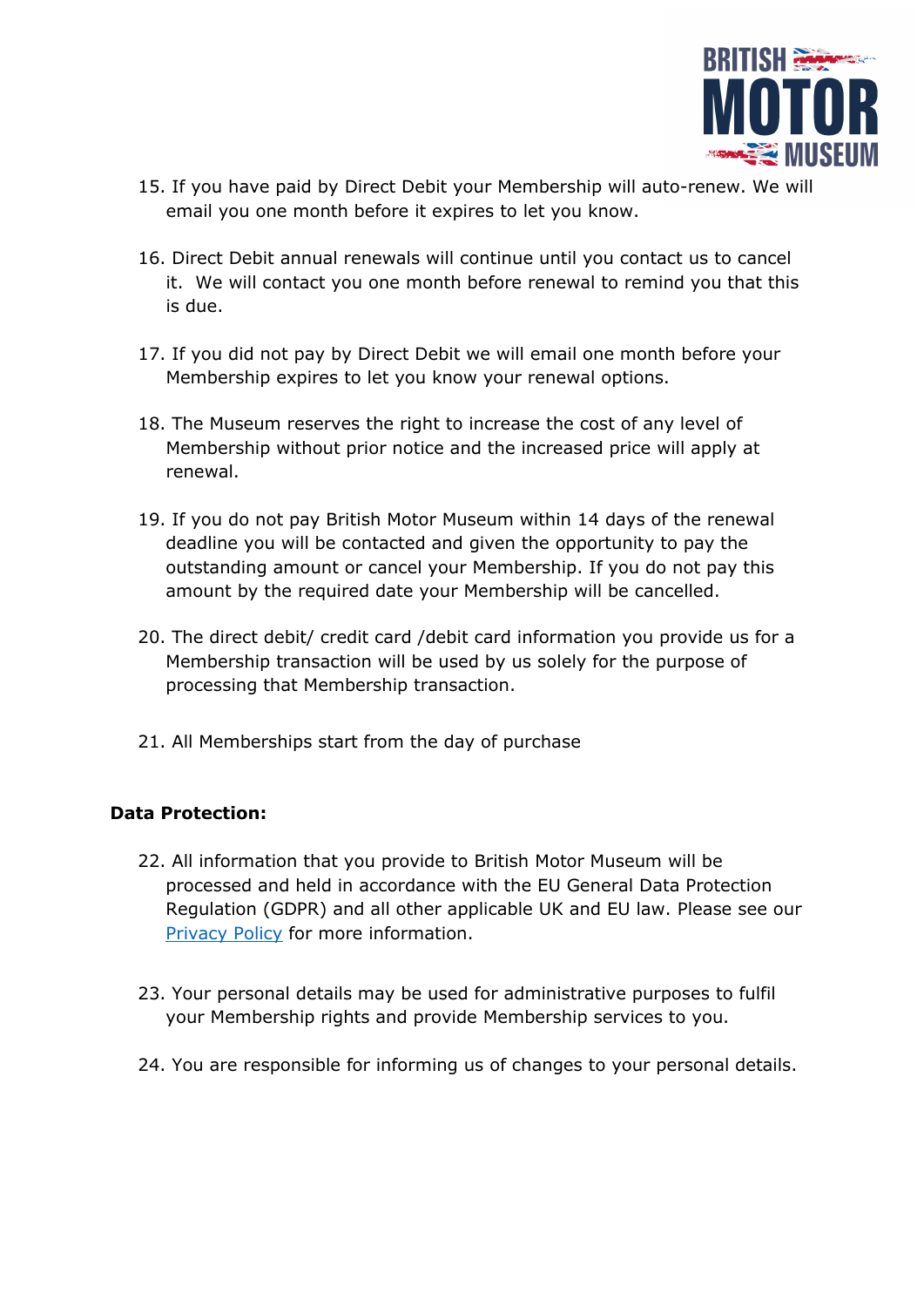15. If you have paid by Direct Debit your Membership will auto-renew. We will email you one month before it expires to let you know.

16. Direct Debit annual renewals will continue until you contact us to cancel it. We will contact you one month before renewal to remind you that this is due.

17. If you did not pay by Direct Debit we will email one month before your Membership expires to let you know your renewal options.

18. The Museum reserves the right to increase the cost of any level of Membership without prior notice and the increased price will apply at renewal.

19. If you do not pay British Motor Museum within 14 days of the renewal deadline you will be contacted and given the opportunity to pay the outstanding amount or cancel your Membership. If you do not pay this amount by the required date your Membership will be cancelled.

20. The direct debit/ credit card /debit card information you provide us for a Membership transaction will be used by us solely for the purpose of processing that Membership transaction.

21. All Memberships start from the day of purchase

**Data Protection:**

22. All information that you provide to British Motor Museum will be processed and held in accordance with the EU General Data Protection Regulation (GDPR) and all other applicable UK and EU law. Please see our Privacy Policy for more information.

23. Your personal details may be used for administrative purposes to fulfil your Membership rights and provide Membership services to you.

24. You are responsible for informing us of changes to your personal details.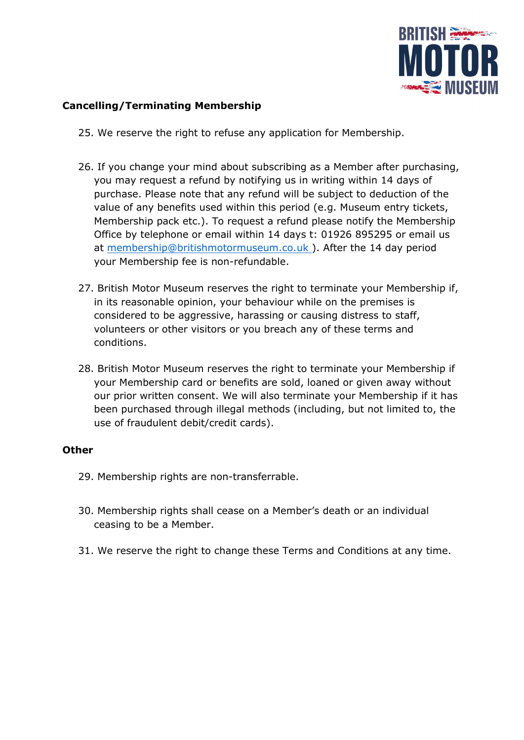### Cancelling/Terminating Membership

25. We reserve the right to refuse any application for Membership.

26. If you change your mind about subscribing as a Member after purchasing, you may request a refund by notifying us in writing within 14 days of purchase. Please note that any refund will be subject to deduction of the value of any benefits used within this period (e.g. Museum entry tickets, Membership pack etc.). To request a refund please notify the Membership Office by telephone or email within 14 days t: 01926 895295 or email us at membership@britishmotormuseum.co.uk ). After the 14 day period your Membership fee is non-refundable.

27. British Motor Museum reserves the right to terminate your Membership if, in its reasonable opinion, your behaviour while on the premises is considered to be aggressive, harassing or causing distress to staff, volunteers or other visitors or you breach any of these terms and conditions.

28. British Motor Museum reserves the right to terminate your Membership if your Membership card or benefits are sold, loaned or given away without our prior written consent. We will also terminate your Membership if it has been purchased through illegal methods (including, but not limited to, the use of fraudulent debit/credit cards).

### Other

29. Membership rights are non-transferrable.

30. Membership rights shall cease on a Member's death or an individual ceasing to be a Member.

31. We reserve the right to change these Terms and Conditions at any time.